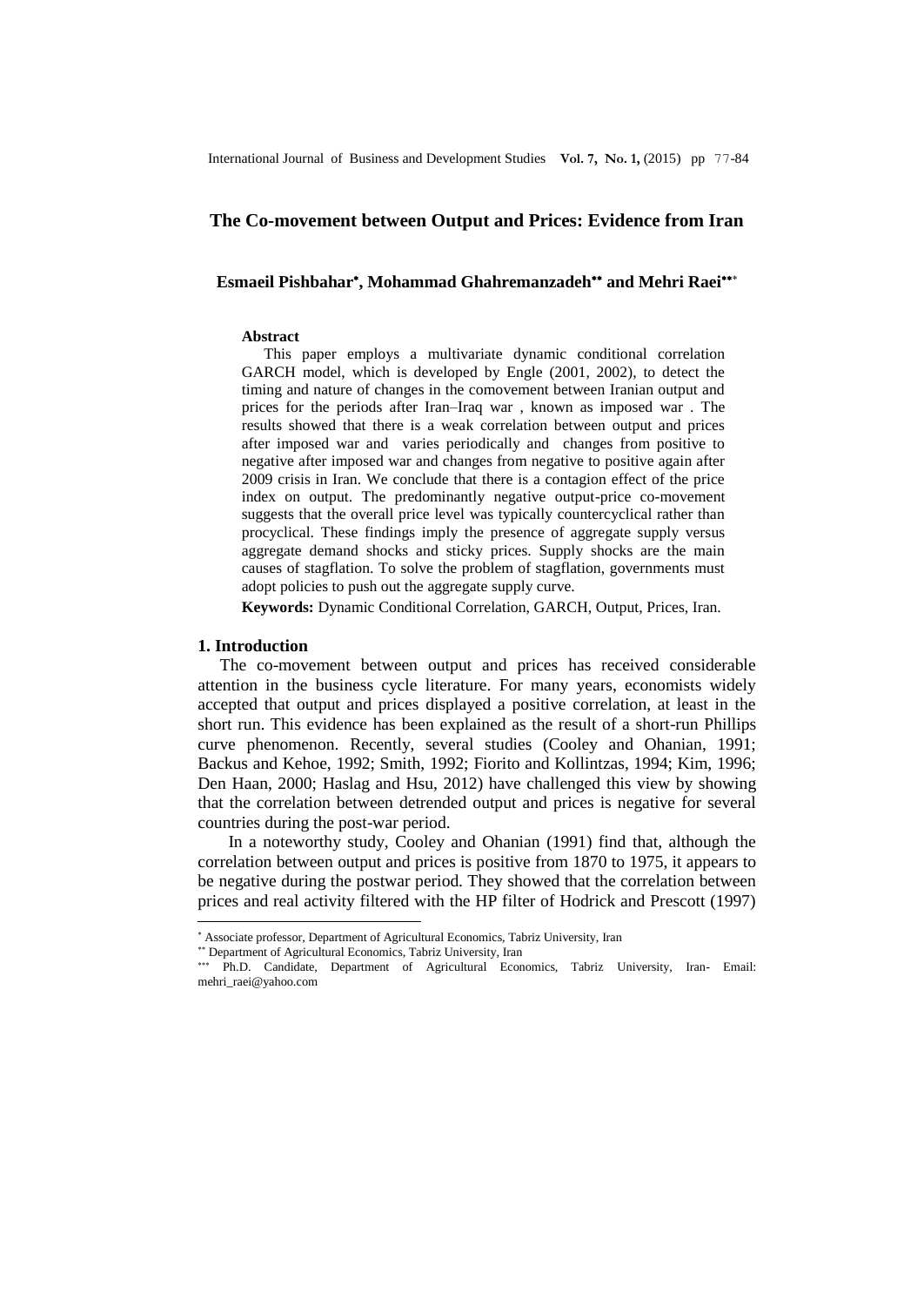# The Co-movement between Output and Prices: Evidence from Iran

**Esmaeil Pishbahar[*], Mohammad Ghahremanzadeh[**] and Mehri Raei[***]**

**Abstract**

This paper employs a multivariate dynamic conditional correlation GARCH model, which is developed by Engle (2001, 2002), to detect the timing and nature of changes in the comovement between Iranian output and prices for the periods after Iran–Iraq war , known as imposed war . The results showed that there is a weak correlation between output and prices after imposed war and varies periodically and changes from positive to negative after imposed war and changes from negative to positive again after 2009 crisis in Iran. We conclude that there is a contagion effect of the price index on output. The predominantly negative output-price co-movement suggests that the overall price level was typically countercyclical rather than procyclical. These findings imply the presence of aggregate supply versus aggregate demand shocks and sticky prices. Supply shocks are the main causes of stagflation. To solve the problem of stagflation, governments must adopt policies to push out the aggregate supply curve.

**Keywords:** Dynamic Conditional Correlation, GARCH, Output, Prices, Iran.

## 1. Introduction

The co-movement between output and prices has received considerable attention in the business cycle literature. For many years, economists widely accepted that output and prices displayed a positive correlation, at least in the short run. This evidence has been explained as the result of a short-run Phillips curve phenomenon. Recently, several studies (Cooley and Ohanian, 1991; Backus and Kehoe, 1992; Smith, 1992; Fiorito and Kollintzas, 1994; Kim, 1996; Den Haan, 2000; Haslag and Hsu, 2012) have challenged this view by showing that the correlation between detrended output and prices is negative for several countries during the post-war period.

In a noteworthy study, Cooley and Ohanian (1991) find that, although the correlation between output and prices is positive from 1870 to 1975, it appears to be negative during the postwar period. They showed that the correlation between prices and real activity filtered with the HP filter of Hodrick and Prescott (1997)

---

[*] Associate professor, Department of Agricultural Economics, Tabriz University, Iran

[**] Department of Agricultural Economics, Tabriz University, Iran

[***] Ph.D. Candidate, Department of Agricultural Economics, Tabriz University, Iran- Email: mehri_raei@yahoo.com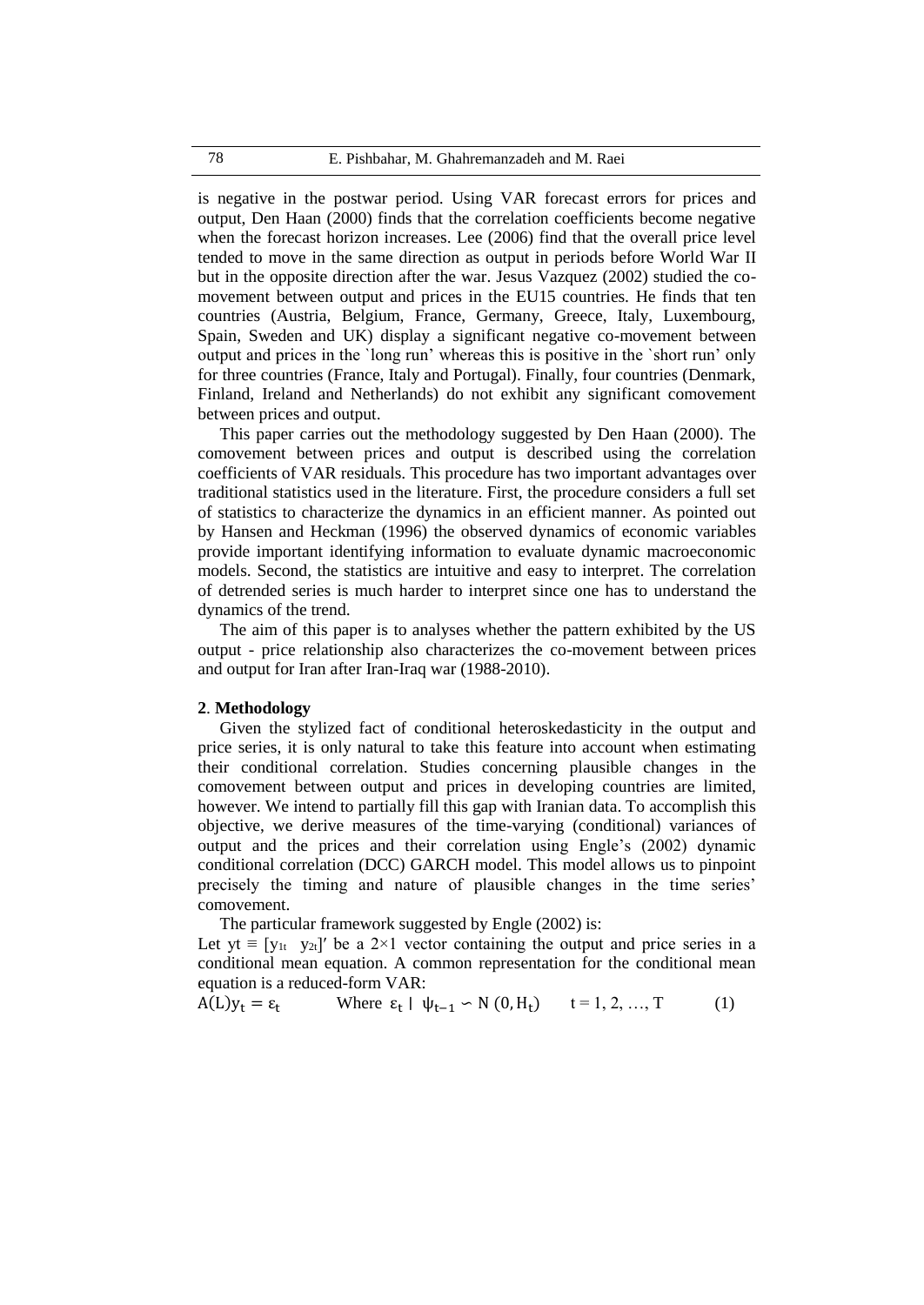is negative in the postwar period. Using VAR forecast errors for prices and output, Den Haan (2000) finds that the correlation coefficients become negative when the forecast horizon increases. Lee (2006) find that the overall price level tended to move in the same direction as output in periods before World War II but in the opposite direction after the war. Jesus Vazquez (2002) studied the co-movement between output and prices in the EU15 countries. He finds that ten countries (Austria, Belgium, France, Germany, Greece, Italy, Luxembourg, Spain, Sweden and UK) display a significant negative co-movement between output and prices in the `long run' whereas this is positive in the `short run' only for three countries (France, Italy and Portugal). Finally, four countries (Denmark, Finland, Ireland and Netherlands) do not exhibit any significant comovement between prices and output.

This paper carries out the methodology suggested by Den Haan (2000). The comovement between prices and output is described using the correlation coefficients of VAR residuals. This procedure has two important advantages over traditional statistics used in the literature. First, the procedure considers a full set of statistics to characterize the dynamics in an efficient manner. As pointed out by Hansen and Heckman (1996) the observed dynamics of economic variables provide important identifying information to evaluate dynamic macroeconomic models. Second, the statistics are intuitive and easy to interpret. The correlation of detrended series is much harder to interpret since one has to understand the dynamics of the trend.

The aim of this paper is to analyses whether the pattern exhibited by the US output - price relationship also characterizes the co-movement between prices and output for Iran after Iran-Iraq war (1988-2010).

## 2. Methodology

Given the stylized fact of conditional heteroskedasticity in the output and price series, it is only natural to take this feature into account when estimating their conditional correlation. Studies concerning plausible changes in the comovement between output and prices in developing countries are limited, however. We intend to partially fill this gap with Iranian data. To accomplish this objective, we derive measures of the time-varying (conditional) variances of output and the prices and their correlation using Engle's (2002) dynamic conditional correlation (DCC) GARCH model. This model allows us to pinpoint precisely the timing and nature of plausible changes in the time series' comovement.

The particular framework suggested by Engle (2002) is:

Let $y_t \equiv [y_{1t} \;\; y_{2t}]'$ be a 2×1 vector containing the output and price series in a conditional mean equation. A common representation for the conditional mean equation is a reduced-form VAR:

$$A(L)y_t = \varepsilon_t \qquad \text{Where } \varepsilon_t \mid \psi_{t-1} \backsim N(0, H_t) \qquad t = 1, 2, \ldots, T \tag{1}$$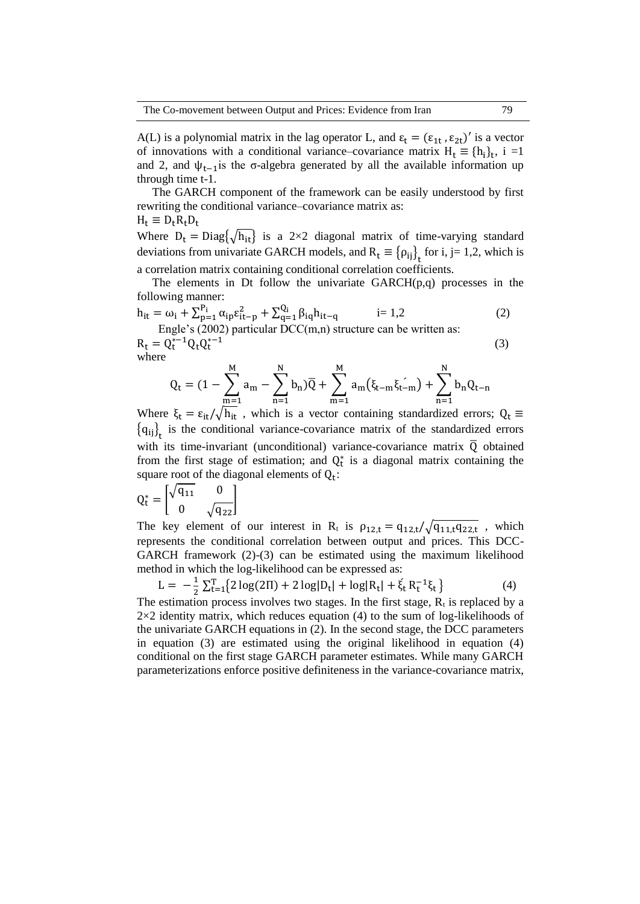A(L) is a polynomial matrix in the lag operator L, and $\varepsilon_t = (\varepsilon_{1t}, \varepsilon_{2t})'$ is a vector of innovations with a conditional variance–covariance matrix $H_t \equiv \{h_i\}_t$, i =1 and 2, and $\psi_{t-1}$is the σ-algebra generated by all the available information up through time t-1.

The GARCH component of the framework can be easily understood by first rewriting the conditional variance–covariance matrix as:

$H_t \equiv D_t R_t D_t$

Where $D_t = \text{Diag}\{\sqrt{h_{it}}\}$ is a 2×2 diagonal matrix of time-varying standard deviations from univariate GARCH models, and $R_t \equiv \{\rho_{ij}\}_t$ for i, j= 1,2, which is a correlation matrix containing conditional correlation coefficients.

The elements in Dt follow the univariate GARCH(p,q) processes in the following manner:

$$h_{it} = \omega_i + \sum_{p=1}^{P_i} \alpha_{ip}\varepsilon_{it-p}^2 + \sum_{q=1}^{Q_i} \beta_{iq} h_{it-q} \qquad i= 1,2 \tag{2}$$

Engle's (2002) particular DCC(m,n) structure can be written as:

$$R_t = Q_t^{*-1} Q_t Q_t^{*-1} \tag{3}$$

where

$$Q_t = (1 - \sum_{m=1}^{M} a_m - \sum_{n=1}^{N} b_n)\bar{Q} + \sum_{m=1}^{M} a_m(\xi_{t-m}\xi_{t-m}') + \sum_{n=1}^{N} b_n Q_{t-n}$$

Where $\xi_t = \varepsilon_{it}/\sqrt{h_{it}}$ , which is a vector containing standardized errors; $Q_t \equiv \{q_{ij}\}_t$ is the conditional variance-covariance matrix of the standardized errors with its time-invariant (unconditional) variance-covariance matrix $\bar{Q}$ obtained from the first stage of estimation; and $Q_t^*$ is a diagonal matrix containing the square root of the diagonal elements of $Q_t$:

$$Q_t^* = \begin{bmatrix} \sqrt{q_{11}} & 0 \\ 0 & \sqrt{q_{22}} \end{bmatrix}$$

The key element of our interest in $R_t$ is $\rho_{12,t} = q_{12,t}/\sqrt{q_{11,t}q_{22,t}}$ , which represents the conditional correlation between output and prices. This DCC-GARCH framework (2)-(3) can be estimated using the maximum likelihood method in which the log-likelihood can be expressed as:

$$L = -\frac{1}{2}\sum_{t=1}^{T}\{2\log(2\Pi) + 2\log|D_t| + \log|R_t| + \xi_t' R_t^{-1}\xi_t\} \tag{4}$$

The estimation process involves two stages. In the first stage, $R_t$ is replaced by a 2×2 identity matrix, which reduces equation (4) to the sum of log-likelihoods of the univariate GARCH equations in (2). In the second stage, the DCC parameters in equation (3) are estimated using the original likelihood in equation (4) conditional on the first stage GARCH parameter estimates. While many GARCH parameterizations enforce positive definiteness in the variance-covariance matrix,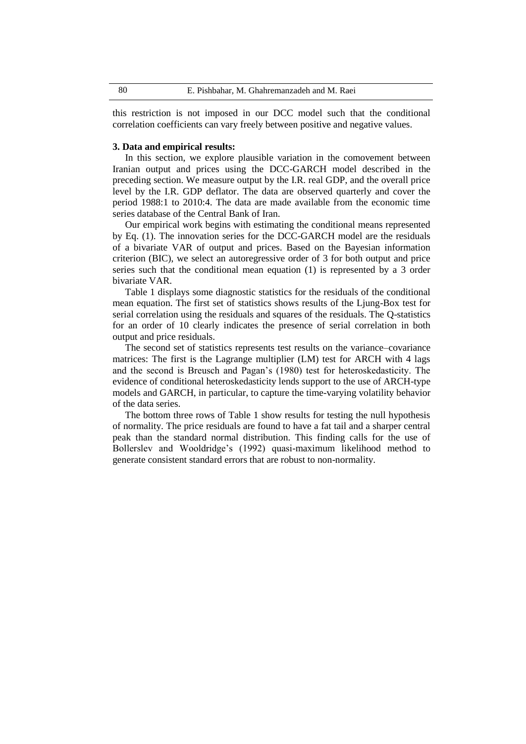this restriction is not imposed in our DCC model such that the conditional correlation coefficients can vary freely between positive and negative values.

### 3. Data and empirical results:

In this section, we explore plausible variation in the comovement between Iranian output and prices using the DCC-GARCH model described in the preceding section. We measure output by the I.R. real GDP, and the overall price level by the I.R. GDP deflator. The data are observed quarterly and cover the period 1988:1 to 2010:4. The data are made available from the economic time series database of the Central Bank of Iran.

Our empirical work begins with estimating the conditional means represented by Eq. (1). The innovation series for the DCC-GARCH model are the residuals of a bivariate VAR of output and prices. Based on the Bayesian information criterion (BIC), we select an autoregressive order of 3 for both output and price series such that the conditional mean equation (1) is represented by a 3 order bivariate VAR.

Table 1 displays some diagnostic statistics for the residuals of the conditional mean equation. The first set of statistics shows results of the Ljung-Box test for serial correlation using the residuals and squares of the residuals. The Q-statistics for an order of 10 clearly indicates the presence of serial correlation in both output and price residuals.

The second set of statistics represents test results on the variance–covariance matrices: The first is the Lagrange multiplier (LM) test for ARCH with 4 lags and the second is Breusch and Pagan's (1980) test for heteroskedasticity. The evidence of conditional heteroskedasticity lends support to the use of ARCH-type models and GARCH, in particular, to capture the time-varying volatility behavior of the data series.

The bottom three rows of Table 1 show results for testing the null hypothesis of normality. The price residuals are found to have a fat tail and a sharper central peak than the standard normal distribution. This finding calls for the use of Bollerslev and Wooldridge's (1992) quasi-maximum likelihood method to generate consistent standard errors that are robust to non-normality.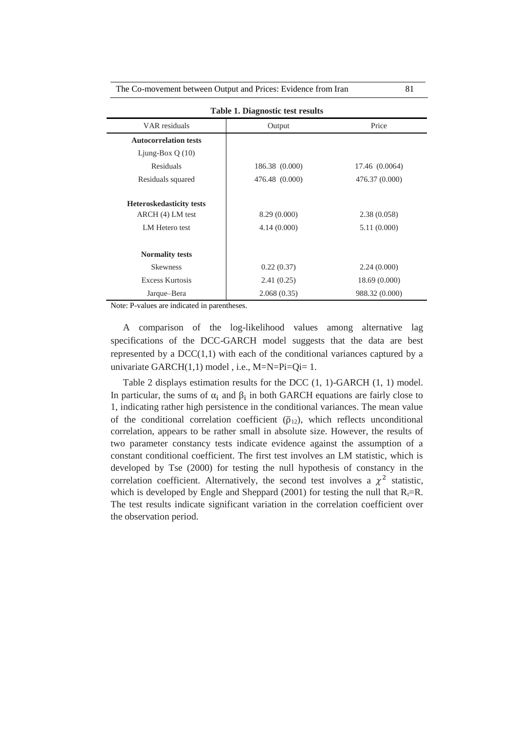**Table 1. Diagnostic test results**

| VAR residuals | Output | Price |
|---|---|---|
| **Autocorrelation tests** | | |
| Ljung-Box Q (10) | | |
| Residuals | 186.38 (0.000) | 17.46 (0.0064) |
| Residuals squared | 476.48 (0.000) | 476.37 (0.000) |
| **Heteroskedasticity tests** | | |
| ARCH (4) LM test | 8.29 (0.000) | 2.38 (0.058) |
| LM Hetero test | 4.14 (0.000) | 5.11 (0.000) |
| **Normality tests** | | |
| Skewness | 0.22 (0.37) | 2.24 (0.000) |
| Excess Kurtosis | 2.41 (0.25) | 18.69 (0.000) |
| Jarque–Bera | 2.068 (0.35) | 988.32 (0.000) |

Note: P-values are indicated in parentheses.

A comparison of the log-likelihood values among alternative lag specifications of the DCC-GARCH model suggests that the data are best represented by a DCC(1,1) with each of the conditional variances captured by a univariate GARCH(1,1) model , i.e., M=N=Pi=Qi= 1.

Table 2 displays estimation results for the DCC (1, 1)-GARCH (1, 1) model. In particular, the sums of $\alpha_i$ and $\beta_i$ in both GARCH equations are fairly close to 1, indicating rather high persistence in the conditional variances. The mean value of the conditional correlation coefficient ($\bar{\rho}_{12}$), which reflects unconditional correlation, appears to be rather small in absolute size. However, the results of two parameter constancy tests indicate evidence against the assumption of a constant conditional coefficient. The first test involves an LM statistic, which is developed by Tse (2000) for testing the null hypothesis of constancy in the correlation coefficient. Alternatively, the second test involves a $\chi^2$ statistic, which is developed by Engle and Sheppard (2001) for testing the null that $R_t$=R. The test results indicate significant variation in the correlation coefficient over the observation period.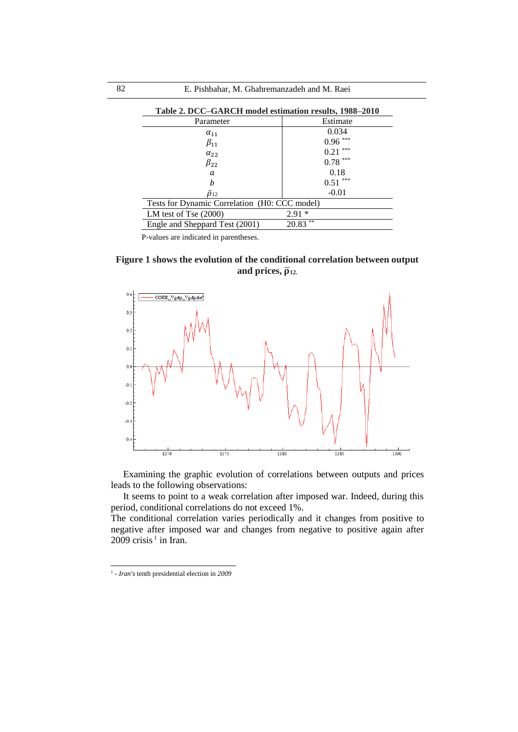**Table 2. DCC–GARCH model estimation results, 1988–2010**

| Parameter | Estimate |
|---|---|
| $\alpha_{11}$ | 0.034 |
| $\beta_{11}$ | 0.96 *** |
| $\alpha_{22}$ | 0.21 *** |
| $\beta_{22}$ | 0.78 *** |
| $a$ | 0.18 |
| $b$ | 0.51 *** |
| $\bar{\rho}_{12}$ | -0.01 |
| Tests for Dynamic Correlation (H0: CCC model) | |
| LM test of Tse (2000) | 2.91 * |
| Engle and Sheppard Test (2001) | 20.83 ** |

P-values are indicated in parentheses.

**Figure 1 shows the evolution of the conditional correlation between output and prices, $\bar{\rho}_{12}$.**

Examining the graphic evolution of correlations between outputs and prices leads to the following observations:

It seems to point to a weak correlation after imposed war. Indeed, during this period, conditional correlations do not exceed 1%.

The conditional correlation varies periodically and it changes from positive to negative after imposed war and changes from negative to positive again after 2009 crisis[1] in Iran.

[1] - *Iran's* tenth presidential election in *2009*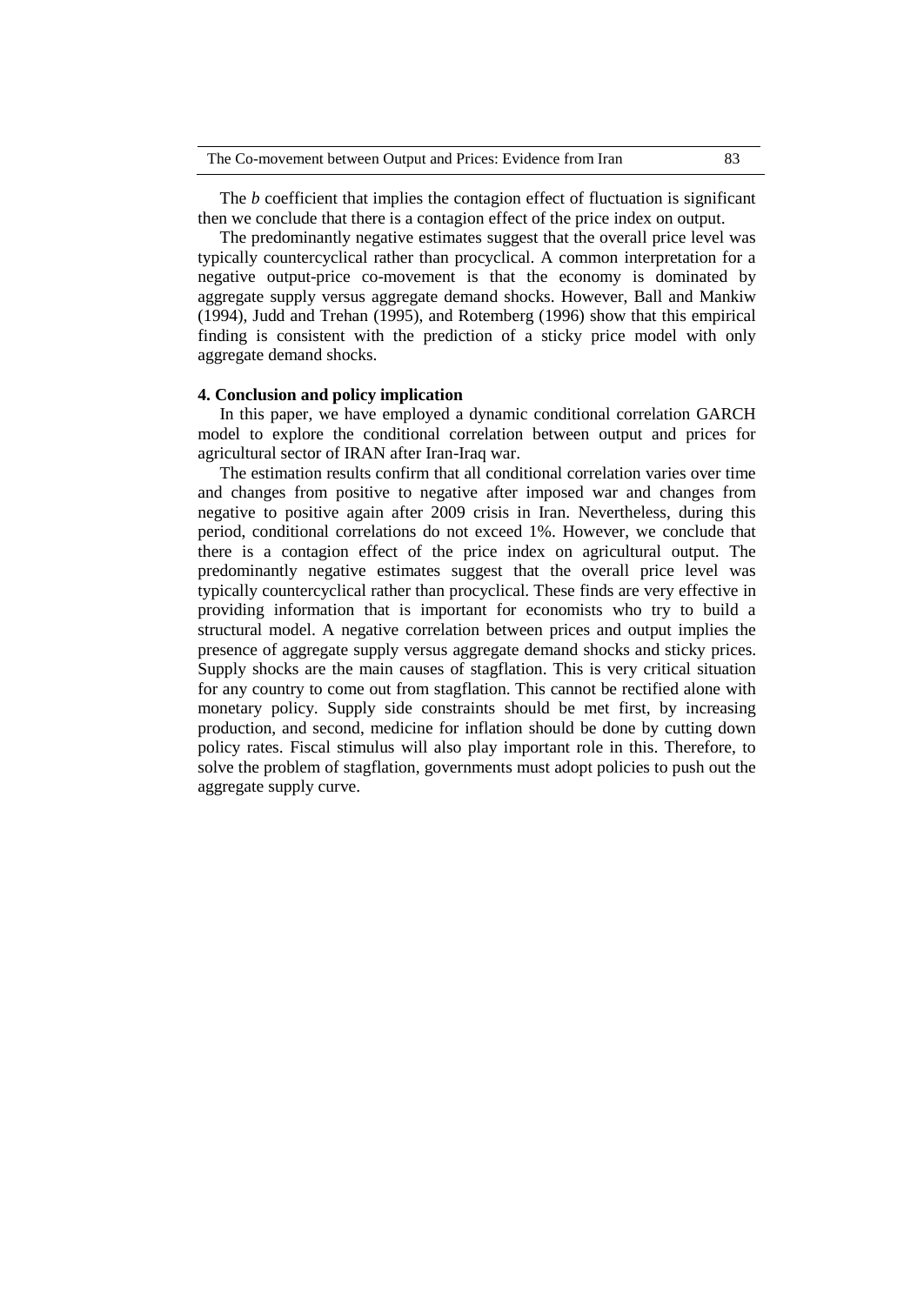The *b* coefficient that implies the contagion effect of fluctuation is significant then we conclude that there is a contagion effect of the price index on output.

The predominantly negative estimates suggest that the overall price level was typically countercyclical rather than procyclical. A common interpretation for a negative output-price co-movement is that the economy is dominated by aggregate supply versus aggregate demand shocks. However, Ball and Mankiw (1994), Judd and Trehan (1995), and Rotemberg (1996) show that this empirical finding is consistent with the prediction of a sticky price model with only aggregate demand shocks.

## 4. Conclusion and policy implication

In this paper, we have employed a dynamic conditional correlation GARCH model to explore the conditional correlation between output and prices for agricultural sector of IRAN after Iran-Iraq war.

The estimation results confirm that all conditional correlation varies over time and changes from positive to negative after imposed war and changes from negative to positive again after 2009 crisis in Iran. Nevertheless, during this period, conditional correlations do not exceed 1%. However, we conclude that there is a contagion effect of the price index on agricultural output. The predominantly negative estimates suggest that the overall price level was typically countercyclical rather than procyclical. These finds are very effective in providing information that is important for economists who try to build a structural model. A negative correlation between prices and output implies the presence of aggregate supply versus aggregate demand shocks and sticky prices. Supply shocks are the main causes of stagflation. This is very critical situation for any country to come out from stagflation. This cannot be rectified alone with monetary policy. Supply side constraints should be met first, by increasing production, and second, medicine for inflation should be done by cutting down policy rates. Fiscal stimulus will also play important role in this. Therefore, to solve the problem of stagflation, governments must adopt policies to push out the aggregate supply curve.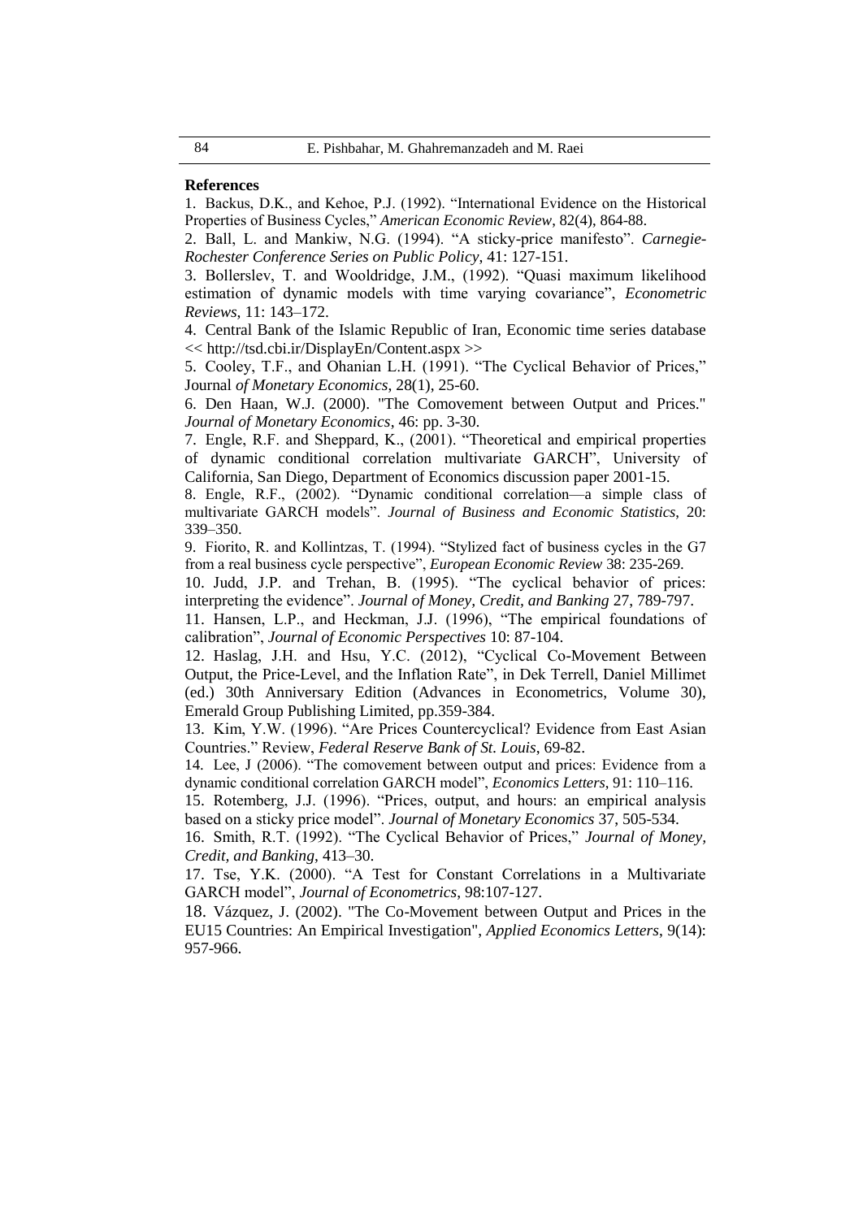**References**

1. Backus, D.K., and Kehoe, P.J. (1992). "International Evidence on the Historical Properties of Business Cycles," *American Economic Review*, 82(4), 864-88.
2. Ball, L. and Mankiw, N.G. (1994). "A sticky-price manifesto". *Carnegie-Rochester Conference Series on Public Policy*, 41: 127-151.
3. Bollerslev, T. and Wooldridge, J.M., (1992). "Quasi maximum likelihood estimation of dynamic models with time varying covariance", *Econometric Reviews*, 11: 143–172.
4. Central Bank of the Islamic Republic of Iran, Economic time series database << http://tsd.cbi.ir/DisplayEn/Content.aspx >>
5. Cooley, T.F., and Ohanian L.H. (1991). "The Cyclical Behavior of Prices," Journal *of Monetary Economics*, 28(1), 25-60.
6. Den Haan, W.J. (2000). "The Comovement between Output and Prices." *Journal of Monetary Economics*, 46: pp. 3-30.
7. Engle, R.F. and Sheppard, K., (2001). "Theoretical and empirical properties of dynamic conditional correlation multivariate GARCH", University of California, San Diego, Department of Economics discussion paper 2001-15.
8. Engle, R.F., (2002). "Dynamic conditional correlation—a simple class of multivariate GARCH models". *Journal of Business and Economic Statistics*, 20: 339–350.
9. Fiorito, R. and Kollintzas, T. (1994). "Stylized fact of business cycles in the G7 from a real business cycle perspective", *European Economic Review* 38: 235-269.
10. Judd, J.P. and Trehan, B. (1995). "The cyclical behavior of prices: interpreting the evidence". *Journal of Money, Credit, and Banking* 27, 789-797.
11. Hansen, L.P., and Heckman, J.J. (1996), "The empirical foundations of calibration", *Journal of Economic Perspectives* 10: 87-104.
12. Haslag, J.H. and Hsu, Y.C. (2012), "Cyclical Co-Movement Between Output, the Price-Level, and the Inflation Rate", in Dek Terrell, Daniel Millimet (ed.) 30th Anniversary Edition (Advances in Econometrics, Volume 30), Emerald Group Publishing Limited, pp.359-384.
13. Kim, Y.W. (1996). "Are Prices Countercyclical? Evidence from East Asian Countries." Review, *Federal Reserve Bank of St. Louis*, 69-82.
14. Lee, J (2006). "The comovement between output and prices: Evidence from a dynamic conditional correlation GARCH model", *Economics Letters*, 91: 110–116.
15. Rotemberg, J.J. (1996). "Prices, output, and hours: an empirical analysis based on a sticky price model". *Journal of Monetary Economics* 37, 505-534.
16. Smith, R.T. (1992). "The Cyclical Behavior of Prices," *Journal of Money, Credit, and Banking*, 413–30.
17. Tse, Y.K. (2000). "A Test for Constant Correlations in a Multivariate GARCH model", *Journal of Econometrics*, 98:107-127.
18. Vázquez, J. (2002). "The Co-Movement between Output and Prices in the EU15 Countries: An Empirical Investigation", *Applied Economics Letters*, 9(14): 957-966.